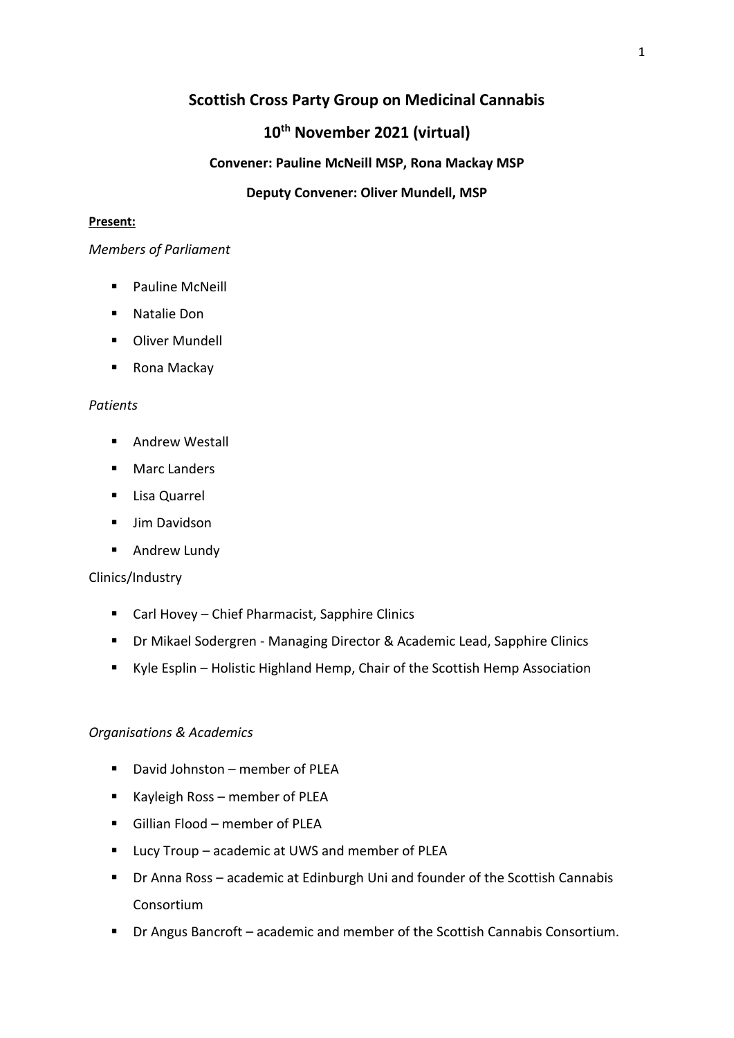# Scottish Cross Party Group on Medicinal Cannabis

## 10th November 2021 (virtual)

### Convener: Pauline McNeill MSP, Rona Mackay MSP

### Deputy Convener: Oliver Mundell, MSP

**Present:**

*Members of Parliament*

- Pauline McNeill
- Natalie Don
- Oliver Mundell
- Rona Mackay

*Patients*

- Andrew Westall
- Marc Landers
- Lisa Quarrel
- Jim Davidson
- Andrew Lundy

Clinics/Industry

- Carl Hovey – Chief Pharmacist, Sapphire Clinics
- Dr Mikael Sodergren - Managing Director & Academic Lead, Sapphire Clinics
- Kyle Esplin – Holistic Highland Hemp, Chair of the Scottish Hemp Association

*Organisations & Academics*

- David Johnston – member of PLEA
- Kayleigh Ross – member of PLEA
- Gillian Flood – member of PLEA
- Lucy Troup – academic at UWS and member of PLEA
- Dr Anna Ross – academic at Edinburgh Uni and founder of the Scottish Cannabis Consortium
- Dr Angus Bancroft – academic and member of the Scottish Cannabis Consortium.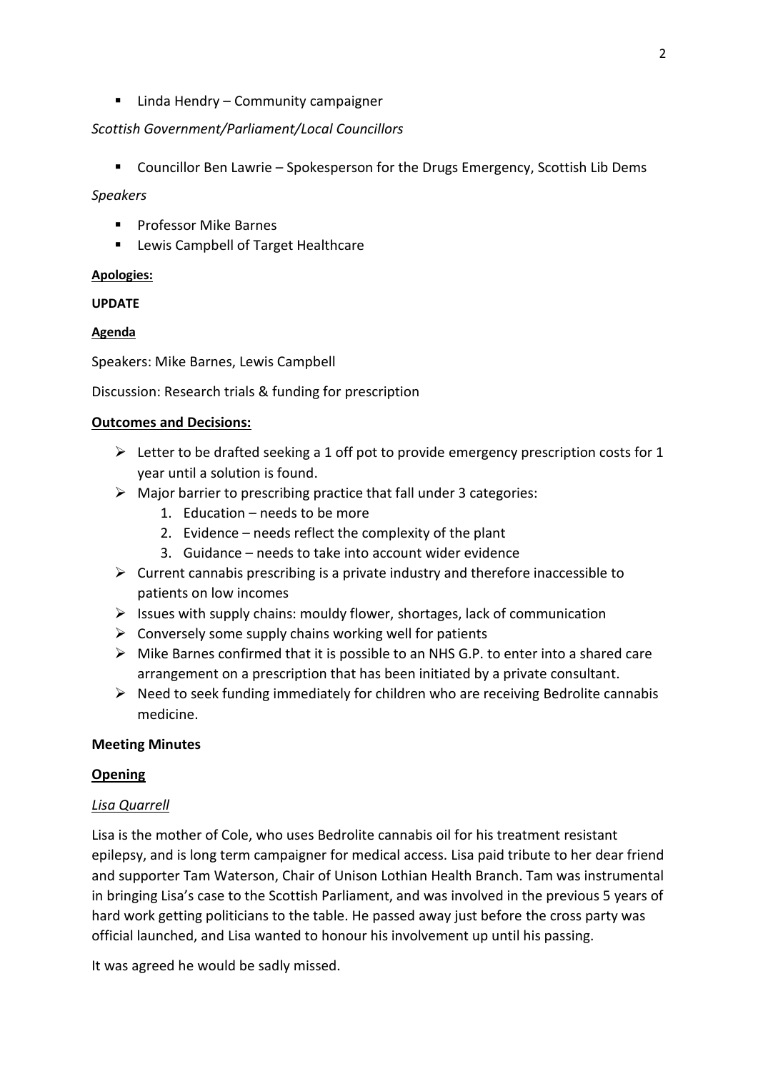- Linda Hendry – Community campaigner

*Scottish Government/Parliament/Local Councillors*

- Councillor Ben Lawrie – Spokesperson for the Drugs Emergency, Scottish Lib Dems

*Speakers*

- Professor Mike Barnes
- Lewis Campbell of Target Healthcare

**Apologies:**

**UPDATE**

**Agenda**

Speakers: Mike Barnes, Lewis Campbell

Discussion: Research trials & funding for prescription

**Outcomes and Decisions:**

- Letter to be drafted seeking a 1 off pot to provide emergency prescription costs for 1 year until a solution is found.
- Major barrier to prescribing practice that fall under 3 categories:
  1. Education – needs to be more
  2. Evidence – needs reflect the complexity of the plant
  3. Guidance – needs to take into account wider evidence
- Current cannabis prescribing is a private industry and therefore inaccessible to patients on low incomes
- Issues with supply chains: mouldy flower, shortages, lack of communication
- Conversely some supply chains working well for patients
- Mike Barnes confirmed that it is possible to an NHS G.P. to enter into a shared care arrangement on a prescription that has been initiated by a private consultant.
- Need to seek funding immediately for children who are receiving Bedrolite cannabis medicine.

**Meeting Minutes**

**Opening**

*Lisa Quarrell*

Lisa is the mother of Cole, who uses Bedrolite cannabis oil for his treatment resistant epilepsy, and is long term campaigner for medical access. Lisa paid tribute to her dear friend and supporter Tam Waterson, Chair of Unison Lothian Health Branch. Tam was instrumental in bringing Lisa's case to the Scottish Parliament, and was involved in the previous 5 years of hard work getting politicians to the table. He passed away just before the cross party was official launched, and Lisa wanted to honour his involvement up until his passing.

It was agreed he would be sadly missed.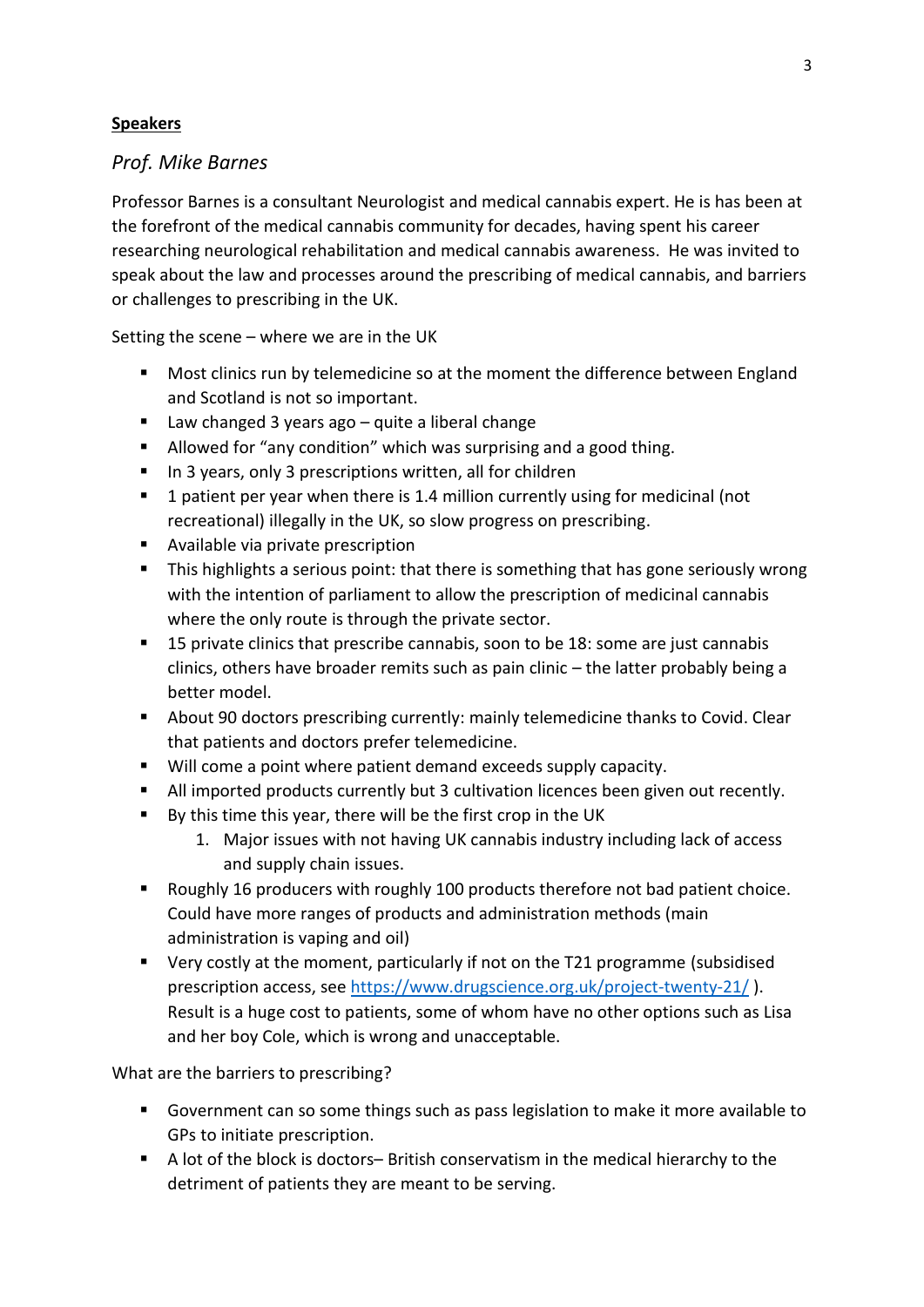**Speakers**

## *Prof. Mike Barnes*

Professor Barnes is a consultant Neurologist and medical cannabis expert. He is has been at the forefront of the medical cannabis community for decades, having spent his career researching neurological rehabilitation and medical cannabis awareness. He was invited to speak about the law and processes around the prescribing of medical cannabis, and barriers or challenges to prescribing in the UK.

Setting the scene – where we are in the UK

- Most clinics run by telemedicine so at the moment the difference between England and Scotland is not so important.
- Law changed 3 years ago – quite a liberal change
- Allowed for "any condition" which was surprising and a good thing.
- In 3 years, only 3 prescriptions written, all for children
- 1 patient per year when there is 1.4 million currently using for medicinal (not recreational) illegally in the UK, so slow progress on prescribing.
- Available via private prescription
- This highlights a serious point: that there is something that has gone seriously wrong with the intention of parliament to allow the prescription of medicinal cannabis where the only route is through the private sector.
- 15 private clinics that prescribe cannabis, soon to be 18: some are just cannabis clinics, others have broader remits such as pain clinic – the latter probably being a better model.
- About 90 doctors prescribing currently: mainly telemedicine thanks to Covid. Clear that patients and doctors prefer telemedicine.
- Will come a point where patient demand exceeds supply capacity.
- All imported products currently but 3 cultivation licences been given out recently.
- By this time this year, there will be the first crop in the UK
    1. Major issues with not having UK cannabis industry including lack of access and supply chain issues.
- Roughly 16 producers with roughly 100 products therefore not bad patient choice. Could have more ranges of products and administration methods (main administration is vaping and oil)
- Very costly at the moment, particularly if not on the T21 programme (subsidised prescription access, see [https://www.drugscience.org.uk/project-twenty-21/](https://www.drugscience.org.uk/project-twenty-21/) ). Result is a huge cost to patients, some of whom have no other options such as Lisa and her boy Cole, which is wrong and unacceptable.

What are the barriers to prescribing?

- Government can so some things such as pass legislation to make it more available to GPs to initiate prescription.
- A lot of the block is doctors– British conservatism in the medical hierarchy to the detriment of patients they are meant to be serving.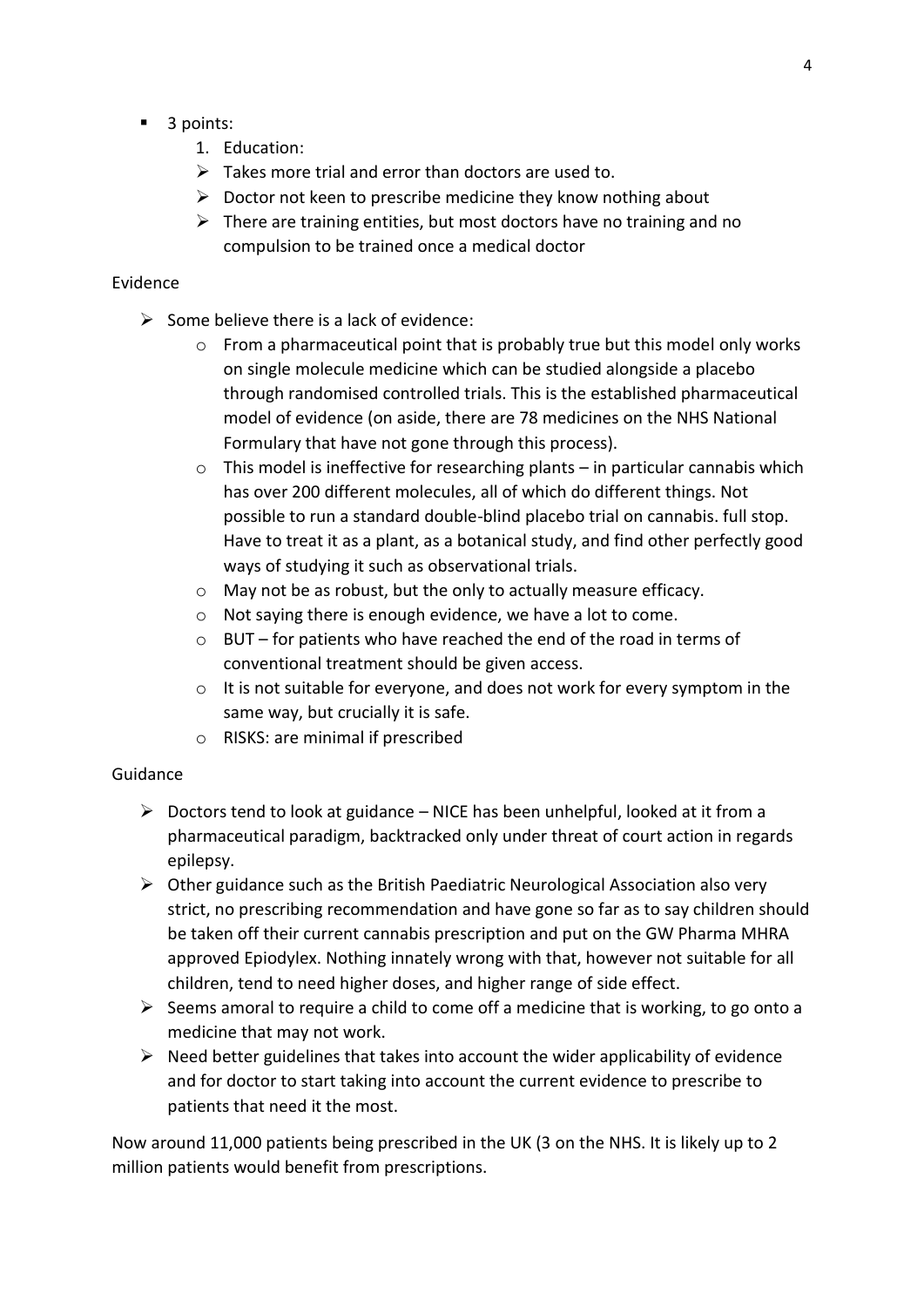- 3 points:
  1. Education:
  - Takes more trial and error than doctors are used to.
  - Doctor not keen to prescribe medicine they know nothing about
  - There are training entities, but most doctors have no training and no compulsion to be trained once a medical doctor

Evidence

- Some believe there is a lack of evidence:
  - From a pharmaceutical point that is probably true but this model only works on single molecule medicine which can be studied alongside a placebo through randomised controlled trials. This is the established pharmaceutical model of evidence (on aside, there are 78 medicines on the NHS National Formulary that have not gone through this process).
  - This model is ineffective for researching plants – in particular cannabis which has over 200 different molecules, all of which do different things. Not possible to run a standard double-blind placebo trial on cannabis. full stop. Have to treat it as a plant, as a botanical study, and find other perfectly good ways of studying it such as observational trials.
  - May not be as robust, but the only to actually measure efficacy.
  - Not saying there is enough evidence, we have a lot to come.
  - BUT – for patients who have reached the end of the road in terms of conventional treatment should be given access.
  - It is not suitable for everyone, and does not work for every symptom in the same way, but crucially it is safe.
  - RISKS: are minimal if prescribed

Guidance

- Doctors tend to look at guidance – NICE has been unhelpful, looked at it from a pharmaceutical paradigm, backtracked only under threat of court action in regards epilepsy.
- Other guidance such as the British Paediatric Neurological Association also very strict, no prescribing recommendation and have gone so far as to say children should be taken off their current cannabis prescription and put on the GW Pharma MHRA approved Epiodylex. Nothing innately wrong with that, however not suitable for all children, tend to need higher doses, and higher range of side effect.
- Seems amoral to require a child to come off a medicine that is working, to go onto a medicine that may not work.
- Need better guidelines that takes into account the wider applicability of evidence and for doctor to start taking into account the current evidence to prescribe to patients that need it the most.

Now around 11,000 patients being prescribed in the UK (3 on the NHS. It is likely up to 2 million patients would benefit from prescriptions.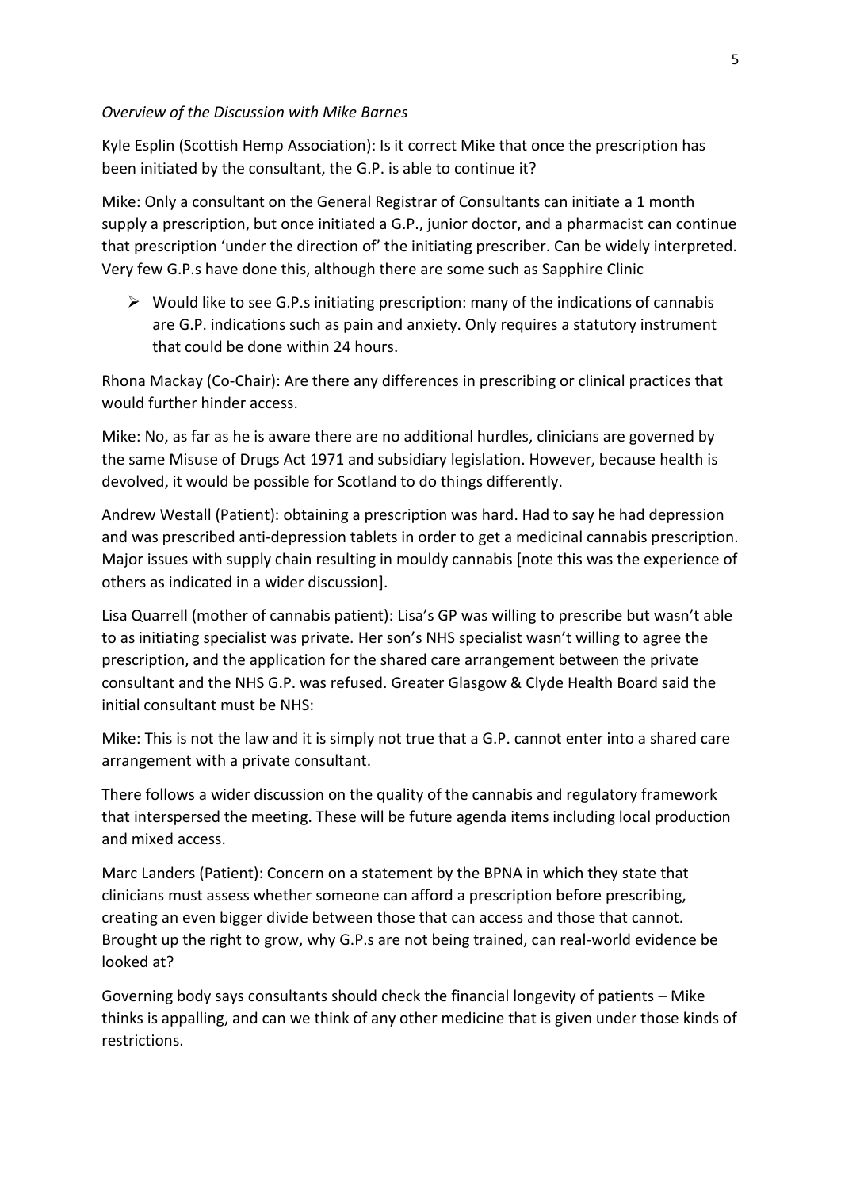*Overview of the Discussion with Mike Barnes*

Kyle Esplin (Scottish Hemp Association): Is it correct Mike that once the prescription has been initiated by the consultant, the G.P. is able to continue it?

Mike: Only a consultant on the General Registrar of Consultants can initiate a 1 month supply a prescription, but once initiated a G.P., junior doctor, and a pharmacist can continue that prescription 'under the direction of' the initiating prescriber. Can be widely interpreted. Very few G.P.s have done this, although there are some such as Sapphire Clinic

- Would like to see G.P.s initiating prescription: many of the indications of cannabis are G.P. indications such as pain and anxiety. Only requires a statutory instrument that could be done within 24 hours.

Rhona Mackay (Co-Chair): Are there any differences in prescribing or clinical practices that would further hinder access.

Mike: No, as far as he is aware there are no additional hurdles, clinicians are governed by the same Misuse of Drugs Act 1971 and subsidiary legislation. However, because health is devolved, it would be possible for Scotland to do things differently.

Andrew Westall (Patient): obtaining a prescription was hard. Had to say he had depression and was prescribed anti-depression tablets in order to get a medicinal cannabis prescription. Major issues with supply chain resulting in mouldy cannabis [note this was the experience of others as indicated in a wider discussion].

Lisa Quarrell (mother of cannabis patient): Lisa's GP was willing to prescribe but wasn't able to as initiating specialist was private. Her son's NHS specialist wasn't willing to agree the prescription, and the application for the shared care arrangement between the private consultant and the NHS G.P. was refused. Greater Glasgow & Clyde Health Board said the initial consultant must be NHS:

Mike: This is not the law and it is simply not true that a G.P. cannot enter into a shared care arrangement with a private consultant.

There follows a wider discussion on the quality of the cannabis and regulatory framework that interspersed the meeting. These will be future agenda items including local production and mixed access.

Marc Landers (Patient): Concern on a statement by the BPNA in which they state that clinicians must assess whether someone can afford a prescription before prescribing, creating an even bigger divide between those that can access and those that cannot. Brought up the right to grow, why G.P.s are not being trained, can real-world evidence be looked at?

Governing body says consultants should check the financial longevity of patients – Mike thinks is appalling, and can we think of any other medicine that is given under those kinds of restrictions.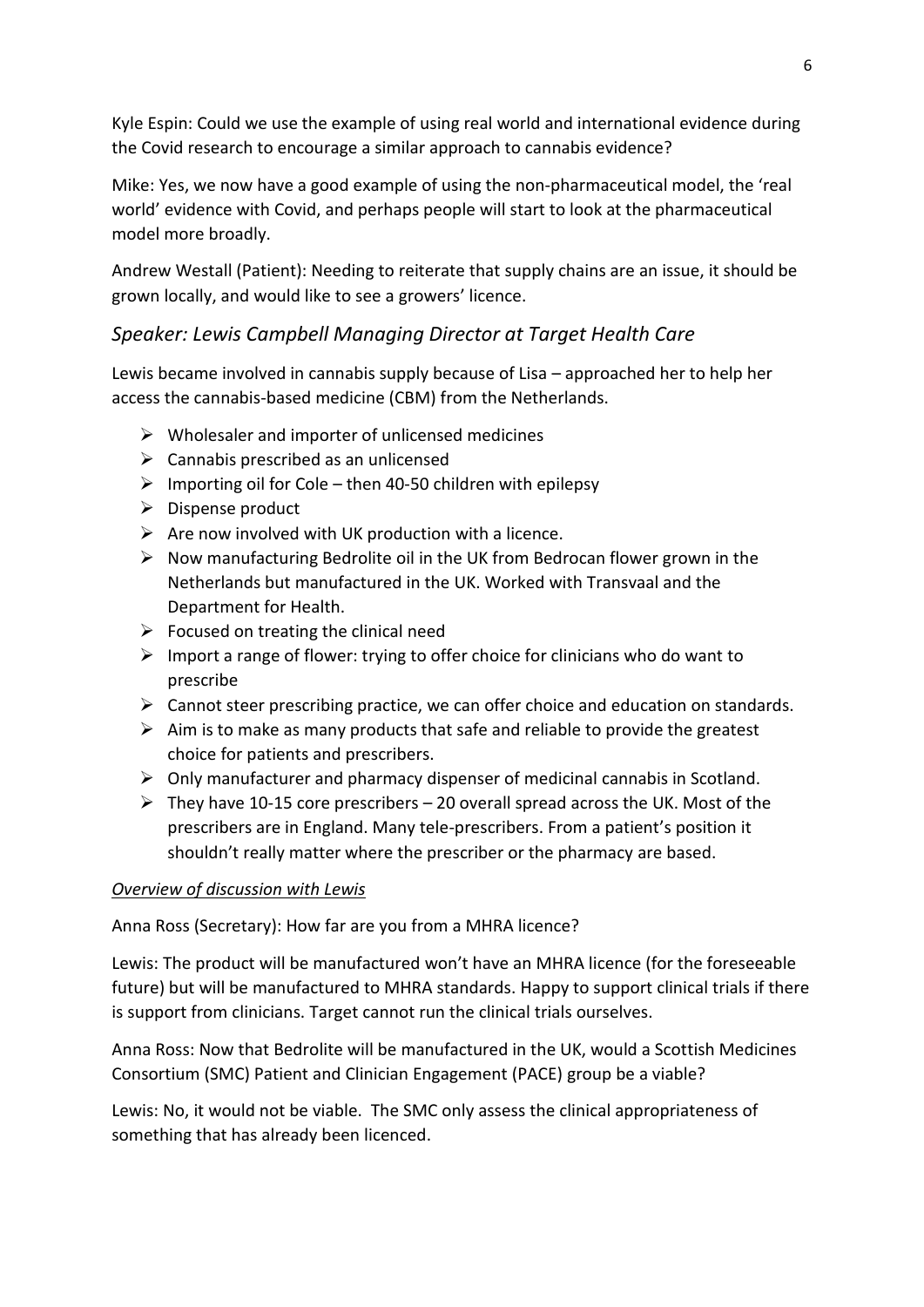Kyle Espin: Could we use the example of using real world and international evidence during the Covid research to encourage a similar approach to cannabis evidence?

Mike: Yes, we now have a good example of using the non-pharmaceutical model, the 'real world' evidence with Covid, and perhaps people will start to look at the pharmaceutical model more broadly.

Andrew Westall (Patient): Needing to reiterate that supply chains are an issue, it should be grown locally, and would like to see a growers' licence.

### *Speaker: Lewis Campbell Managing Director at Target Health Care*

Lewis became involved in cannabis supply because of Lisa – approached her to help her access the cannabis-based medicine (CBM) from the Netherlands.

- Wholesaler and importer of unlicensed medicines
- Cannabis prescribed as an unlicensed
- Importing oil for Cole – then 40-50 children with epilepsy
- Dispense product
- Are now involved with UK production with a licence.
- Now manufacturing Bedrolite oil in the UK from Bedrocan flower grown in the Netherlands but manufactured in the UK. Worked with Transvaal and the Department for Health.
- Focused on treating the clinical need
- Import a range of flower: trying to offer choice for clinicians who do want to prescribe
- Cannot steer prescribing practice, we can offer choice and education on standards.
- Aim is to make as many products that safe and reliable to provide the greatest choice for patients and prescribers.
- Only manufacturer and pharmacy dispenser of medicinal cannabis in Scotland.
- They have 10-15 core prescribers – 20 overall spread across the UK. Most of the prescribers are in England. Many tele-prescribers. From a patient's position it shouldn't really matter where the prescriber or the pharmacy are based.

*Overview of discussion with Lewis*

Anna Ross (Secretary): How far are you from a MHRA licence?

Lewis: The product will be manufactured won't have an MHRA licence (for the foreseeable future) but will be manufactured to MHRA standards. Happy to support clinical trials if there is support from clinicians. Target cannot run the clinical trials ourselves.

Anna Ross: Now that Bedrolite will be manufactured in the UK, would a Scottish Medicines Consortium (SMC) Patient and Clinician Engagement (PACE) group be a viable?

Lewis: No, it would not be viable. The SMC only assess the clinical appropriateness of something that has already been licenced.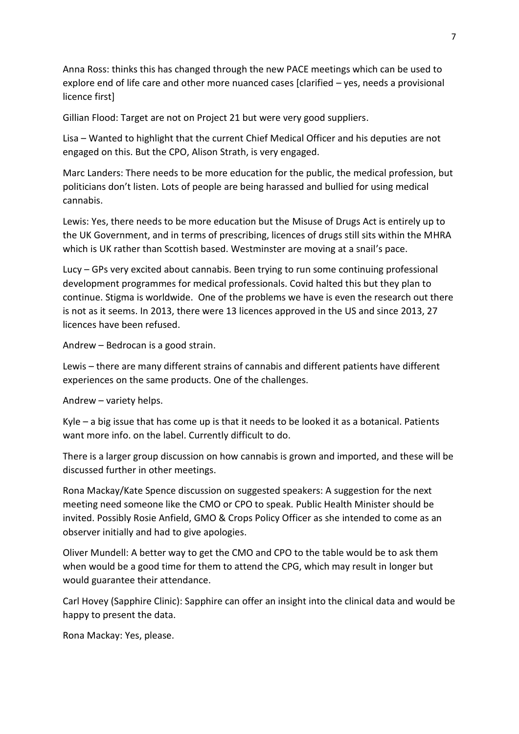Anna Ross: thinks this has changed through the new PACE meetings which can be used to explore end of life care and other more nuanced cases [clarified – yes, needs a provisional licence first]

Gillian Flood: Target are not on Project 21 but were very good suppliers.

Lisa – Wanted to highlight that the current Chief Medical Officer and his deputies are not engaged on this. But the CPO, Alison Strath, is very engaged.

Marc Landers: There needs to be more education for the public, the medical profession, but politicians don't listen. Lots of people are being harassed and bullied for using medical cannabis.

Lewis: Yes, there needs to be more education but the Misuse of Drugs Act is entirely up to the UK Government, and in terms of prescribing, licences of drugs still sits within the MHRA which is UK rather than Scottish based. Westminster are moving at a snail's pace.

Lucy – GPs very excited about cannabis. Been trying to run some continuing professional development programmes for medical professionals. Covid halted this but they plan to continue. Stigma is worldwide. One of the problems we have is even the research out there is not as it seems. In 2013, there were 13 licences approved in the US and since 2013, 27 licences have been refused.

Andrew – Bedrocan is a good strain.

Lewis – there are many different strains of cannabis and different patients have different experiences on the same products. One of the challenges.

Andrew – variety helps.

Kyle – a big issue that has come up is that it needs to be looked it as a botanical. Patients want more info. on the label. Currently difficult to do.

There is a larger group discussion on how cannabis is grown and imported, and these will be discussed further in other meetings.

Rona Mackay/Kate Spence discussion on suggested speakers: A suggestion for the next meeting need someone like the CMO or CPO to speak. Public Health Minister should be invited. Possibly Rosie Anfield, GMO & Crops Policy Officer as she intended to come as an observer initially and had to give apologies.

Oliver Mundell: A better way to get the CMO and CPO to the table would be to ask them when would be a good time for them to attend the CPG, which may result in longer but would guarantee their attendance.

Carl Hovey (Sapphire Clinic): Sapphire can offer an insight into the clinical data and would be happy to present the data.

Rona Mackay: Yes, please.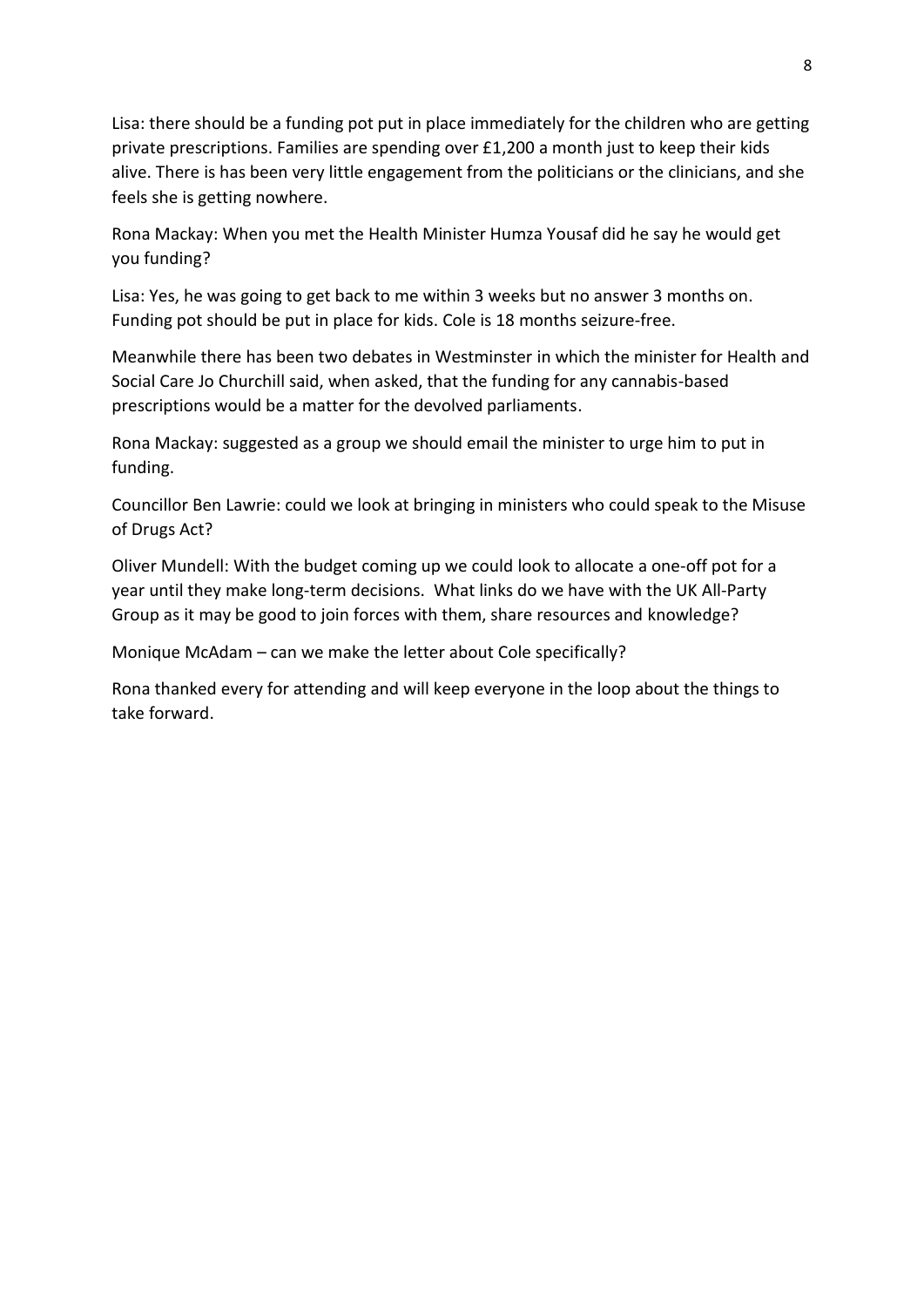Lisa: there should be a funding pot put in place immediately for the children who are getting private prescriptions. Families are spending over £1,200 a month just to keep their kids alive. There is has been very little engagement from the politicians or the clinicians, and she feels she is getting nowhere.

Rona Mackay: When you met the Health Minister Humza Yousaf did he say he would get you funding?

Lisa: Yes, he was going to get back to me within 3 weeks but no answer 3 months on. Funding pot should be put in place for kids. Cole is 18 months seizure-free.

Meanwhile there has been two debates in Westminster in which the minister for Health and Social Care Jo Churchill said, when asked, that the funding for any cannabis-based prescriptions would be a matter for the devolved parliaments.

Rona Mackay: suggested as a group we should email the minister to urge him to put in funding.

Councillor Ben Lawrie: could we look at bringing in ministers who could speak to the Misuse of Drugs Act?

Oliver Mundell: With the budget coming up we could look to allocate a one-off pot for a year until they make long-term decisions. What links do we have with the UK All-Party Group as it may be good to join forces with them, share resources and knowledge?

Monique McAdam – can we make the letter about Cole specifically?

Rona thanked every for attending and will keep everyone in the loop about the things to take forward.